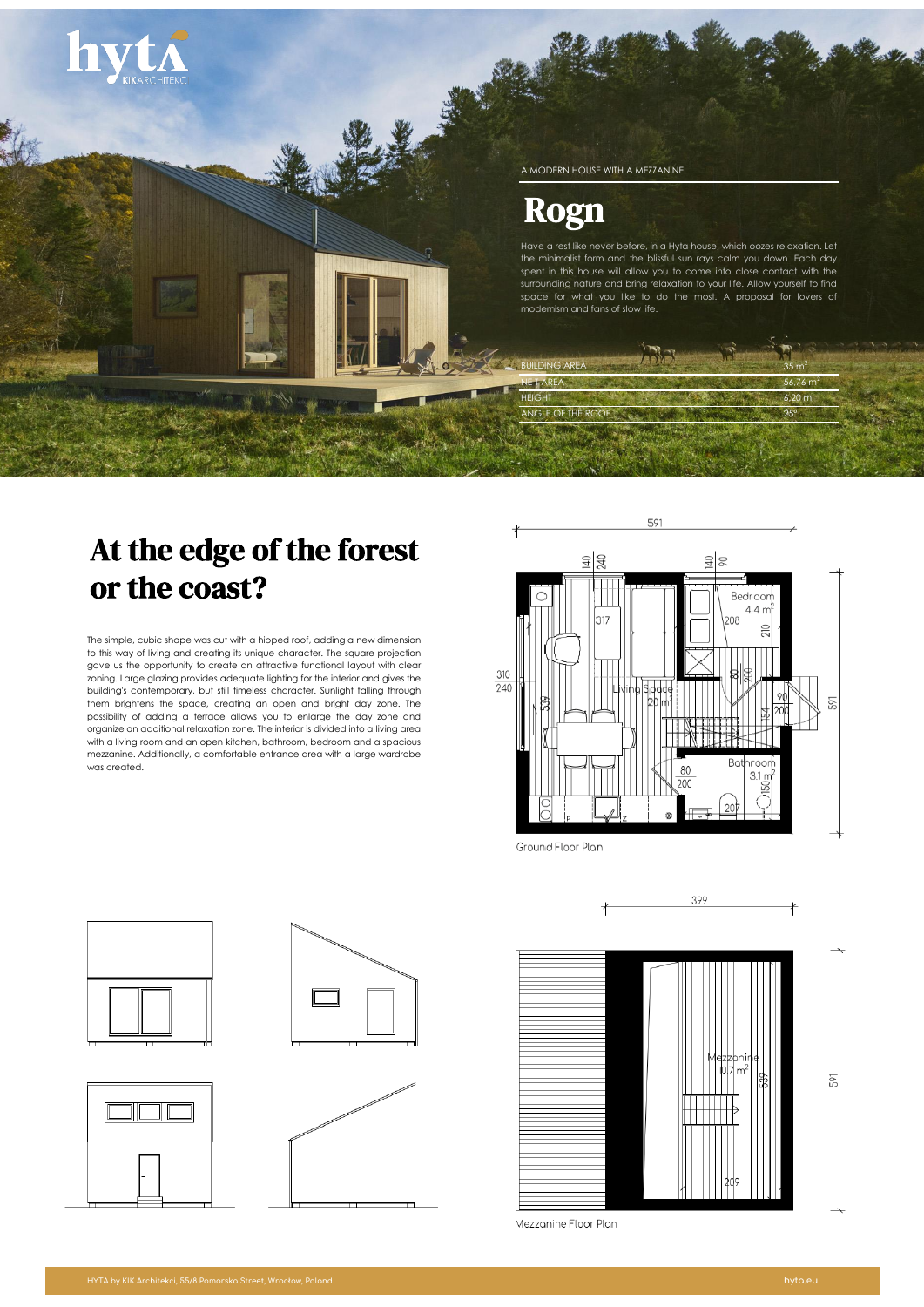A MODERN HOUSE WITH A MEZZANINE

# Rogn

Have a rest like never before, in a Hyta house, which oozes relaxation. Let the minimalist form and the blissful sun rays calm you down. Each day spent in this house will allow you to come into close contact with the surrounding nature and bring relaxation to your life. Allow yourself to find space for what you like to do the most. A proposal for lovers of modernism and fans of slow life.

| | |
|---|---|
| BUILDING AREA | 35 m² |
| NET AREA | 56.76 m² |
| HEIGHT | 6.20 m |
| ANGLE OF THE ROOF | 25° |

## At the edge of the forest or the coast?

The simple, cubic shape was cut with a hipped roof, adding a new dimension to this way of living and creating its unique character. The square projection gave us the opportunity to create an attractive functional layout with clear zoning. Large glazing provides adequate lighting for the interior and gives the building's contemporary, but still timeless character. Sunlight falling through them brightens the space, creating an open and bright day zone. The possibility of adding a terrace allows you to enlarge the day zone and organize an additional relaxation zone. The interior is divided into a living area with a living room and an open kitchen, bathroom, bedroom and a spacious mezzanine. Additionally, a comfortable entrance area with a large wardrobe was created.

Ground Floor Plan

Mezzanine Floor Plan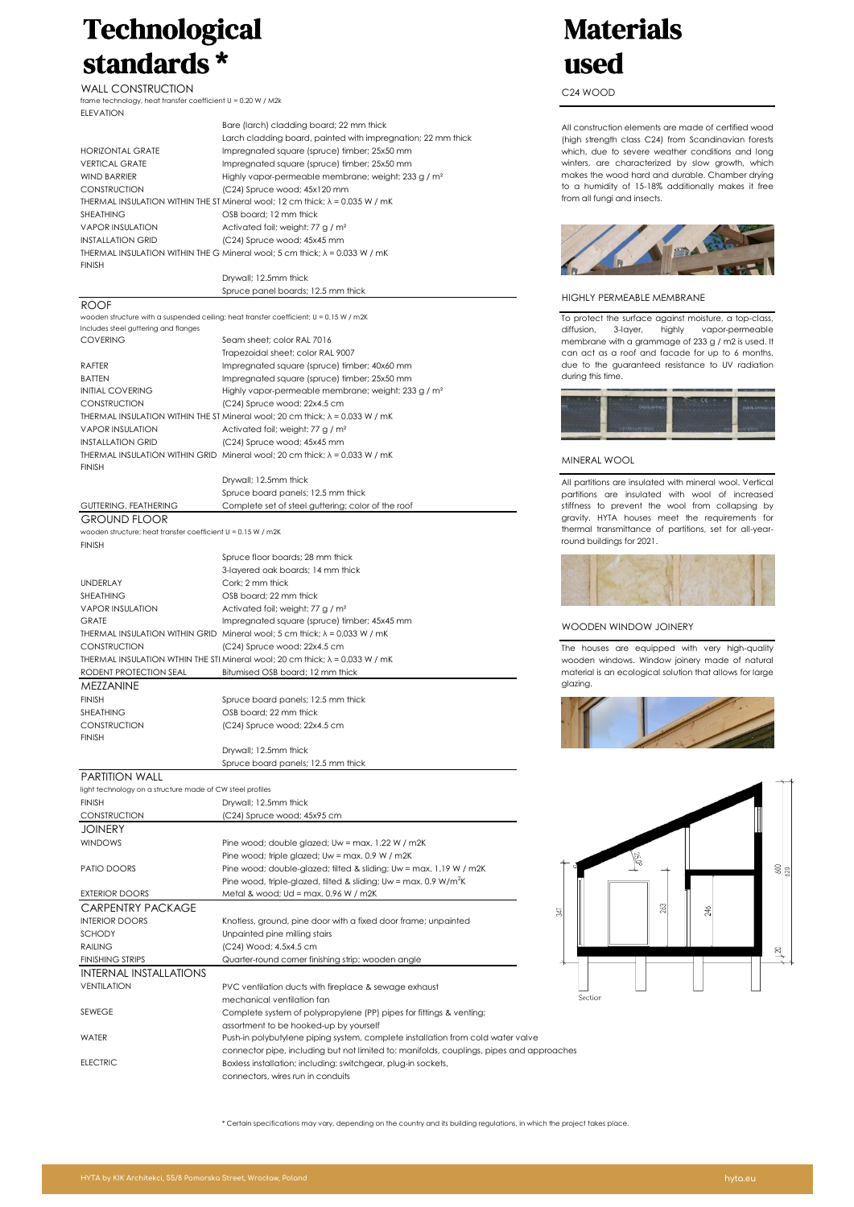# Technological standards *

## WALL CONSTRUCTION

frame technology, heat transfer coefficient U = 0.20 W / M2k

| | |
|---|---|
| ELEVATION | |
| | Bare (larch) cladding board; 22 mm thick |
| | Larch cladding board, painted with impregnation; 22 mm thick |
| HORIZONTAL GRATE | Impregnated square (spruce) timber; 25x50 mm |
| VERTICAL GRATE | Impregnated square (spruce) timber; 25x50 mm |
| WIND BARRIER | Highly vapor-permeable membrane; weight: 233 g / m² |
| CONSTRUCTION | (C24) Spruce wood; 45x120 mm |
| THERMAL INSULATION WITHIN THE ST | Mineral wool; 12 cm thick; λ = 0.035 W / mK |
| SHEATHING | OSB board; 12 mm thick |
| VAPOR INSULATION | Activated foil; weight: 77 g / m² |
| INSTALLATION GRID | (C24) Spruce wood; 45x45 mm |
| THERMAL INSULATION WITHIN THE G | Mineral wool; 5 cm thick; λ = 0.033 W / mK |
| FINISH | |
| | Drywall; 12.5mm thick |
| | Spruce panel boards; 12.5 mm thick |

## ROOF

wooden structure with a suspended ceiling; heat transfer coefficient; U = 0.15 W / m2K
Includes steel guttering and flanges

| | |
|---|---|
| COVERING | Seam sheet; color RAL 7016 |
| | Trapezoidal sheet; color RAL 9007 |
| RAFTER | Impregnated square (spruce) timber; 40x60 mm |
| BATTEN | Impregnated square (spruce) timber; 25x50 mm |
| INITIAL COVERING | Highly vapor-permeable membrane; weight: 233 g / m² |
| CONSTRUCTION | (C24) Spruce wood; 22x4.5 cm |
| THERMAL INSULATION WITHIN THE ST | Mineral wool; 20 cm thick; λ = 0.033 W / mK |
| VAPOR INSULATION | Activated foil; weight: 77 g / m² |
| INSTALLATION GRID | (C24) Spruce wood; 45x45 mm |
| THERMAL INSULATION WITHIN GRID | Mineral wool; 20 cm thick; λ = 0.033 W / mK |
| FINISH | |
| | Drywall; 12.5mm thick |
| | Spruce board panels; 12.5 mm thick |
| GUTTERING, FEATHERING | Complete set of steel guttering; color of the roof |

## GROUND FLOOR

wooden structure; heat transfer coefficient U = 0.15 W / m2K

| | |
|---|---|
| FINISH | |
| | Spruce floor boards; 28 mm thick |
| | 3-layered oak boards; 14 mm thick |
| UNDERLAY | Cork; 2 mm thick |
| SHEATHING | OSB board; 22 mm thick |
| VAPOR INSULATION | Activated foil; weight: 77 g / m² |
| GRATE | Impregnated square (spruce) timber; 45x45 mm |
| THERMAL INSULATION WITHIN GRID | Mineral wool; 5 cm thick; λ = 0.033 W / mK |
| CONSTRUCTION | (C24) Spruce wood; 22x4.5 cm |
| THERMAL INSULATION WTHIN THE STI | Mineral wool; 20 cm thick; λ = 0.033 W / mK |
| RODENT PROTECTION SEAL | Bitumised OSB board; 12 mm thick |

## MEZZANINE

| | |
|---|---|
| FINISH | Spruce board panels; 12.5 mm thick |
| SHEATHING | OSB board; 22 mm thick |
| CONSTRUCTION | (C24) Spruce wood; 22x4.5 cm |
| FINISH | |
| | Drywall; 12.5mm thick |
| | Spruce board panels; 12.5 mm thick |

## PARTITION WALL

light technology on a structure made of CW steel profiles

| | |
|---|---|
| FINISH | Drywall; 12.5mm thick |
| CONSTRUCTION | (C24) Spruce wood; 45x95 cm |

## JOINERY

| | |
|---|---|
| WINDOWS | Pine wood; double glazed; Uw = max. 1.22 W / m2K |
| | Pine wood; triple glazed; Uw = max. 0.9 W / m2K |
| PATIO DOORS | Pine wood; double-glazed; tilted & sliding; Uw = max. 1.19 W / m2K |
| | Pine wood, triple-glazed, tilted & sliding; Uw = max. 0.9 W/m²K |
| EXTERIOR DOORS | Metal & wood; Ud = max. 0.96 W / m2K |

## CARPENTRY PACKAGE

| | |
|---|---|
| INTERIOR DOORS | Knotless, ground, pine door with a fixed door frame; unpainted |
| SCHODY | Unpainted pine milling stairs |
| RAILING | (C24) Wood; 4.5x4.5 cm |
| FINISHING STRIPS | Quarter-round corner finishing strip; wooden angle |

## INTERNAL INSTALLATIONS

| | |
|---|---|
| VENTILATION | PVC ventilation ducts with fireplace & sewage exhaust |
| | mechanical ventilation fan |
| SEWEGE | Complete system of polypropylene (PP) pipes for fittings & venting; |
| | assortment to be hooked-up by yourself |
| WATER | Push-in polybutylene piping system, complete installation from cold water valve |
| | connector pipe, including but not limited to: manifolds, couplings, pipes and approaches |
| ELECTRIC | Boxless installation; including: switchgear, plug-in sockets, |
| | connectors, wires run in conduits |

# Materials used

## C24 WOOD

All construction elements are made of certified wood (high strength class C24) from Scandinavian forests which, due to severe weather conditions and long winters, are characterized by slow growth, which makes the wood hard and durable. Chamber drying to a humidity of 15-18% additionally makes it free from all fungi and insects.

## HIGHLY PERMEABLE MEMBRANE

To protect the surface against moisture, a top-class, diffusion, 3-layer, highly vapor-permeable membrane with a grammage of 233 g / m2 is used. It can act as a roof and facade for up to 6 months, due to the guaranteed resistance to UV radiation during this time.

## MINERAL WOOL

All partitions are insulated with mineral wool. Vertical partitions are insulated with wool of increased stiffness to prevent the wool from collapsing by gravity. HYTA houses meet the requirements for thermal transmittance of partitions, set for all-year-round buildings for 2021.

## WOODEN WINDOW JOINERY

The houses are equipped with very high-quality wooden windows. Window joinery made of natural material is an ecological solution that allows for large glazing.

Section

341
263
246
600
620
20
25°

\* Certain specifications may vary, depending on the country and its building regulations, in which the project takes place.

HYTA by KIK Architekci, 55/8 Pomorska Street, Wrocław, Poland

hyta.eu